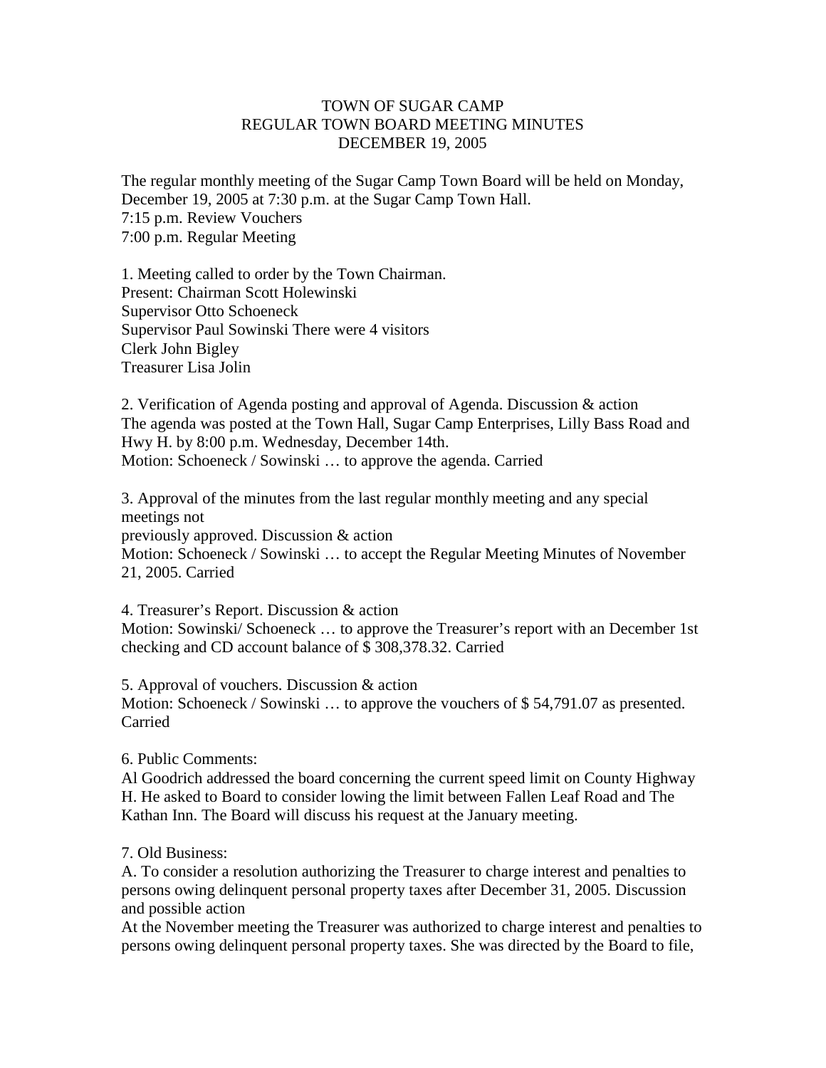# TOWN OF SUGAR CAMP
## REGULAR TOWN BOARD MEETING MINUTES
## DECEMBER 19, 2005

The regular monthly meeting of the Sugar Camp Town Board will be held on Monday, December 19, 2005 at 7:30 p.m. at the Sugar Camp Town Hall.
7:15 p.m. Review Vouchers
7:00 p.m. Regular Meeting

1. Meeting called to order by the Town Chairman.
Present: Chairman Scott Holewinski
Supervisor Otto Schoeneck
Supervisor Paul Sowinski There were 4 visitors
Clerk John Bigley
Treasurer Lisa Jolin

2. Verification of Agenda posting and approval of Agenda. Discussion & action
The agenda was posted at the Town Hall, Sugar Camp Enterprises, Lilly Bass Road and Hwy H. by 8:00 p.m. Wednesday, December 14th.
Motion: Schoeneck / Sowinski … to approve the agenda. Carried

3. Approval of the minutes from the last regular monthly meeting and any special meetings not
previously approved. Discussion & action
Motion: Schoeneck / Sowinski … to accept the Regular Meeting Minutes of November 21, 2005. Carried

4. Treasurer's Report. Discussion & action
Motion: Sowinski/ Schoeneck … to approve the Treasurer's report with an December 1st checking and CD account balance of $ 308,378.32. Carried

5. Approval of vouchers. Discussion & action
Motion: Schoeneck / Sowinski … to approve the vouchers of $ 54,791.07 as presented. Carried

6. Public Comments:
Al Goodrich addressed the board concerning the current speed limit on County Highway H. He asked to Board to consider lowing the limit between Fallen Leaf Road and The Kathan Inn. The Board will discuss his request at the January meeting.

7. Old Business:
A. To consider a resolution authorizing the Treasurer to charge interest and penalties to persons owing delinquent personal property taxes after December 31, 2005. Discussion and possible action
At the November meeting the Treasurer was authorized to charge interest and penalties to persons owing delinquent personal property taxes. She was directed by the Board to file,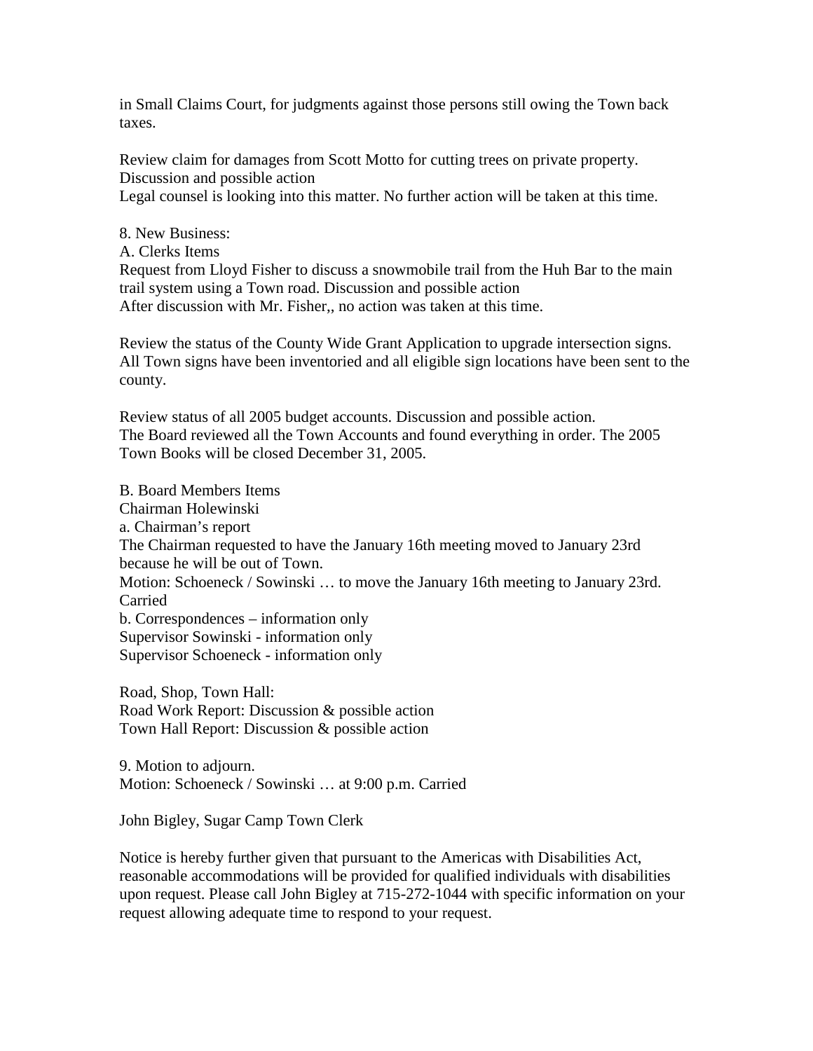in Small Claims Court, for judgments against those persons still owing the Town back taxes.

Review claim for damages from Scott Motto for cutting trees on private property. Discussion and possible action
Legal counsel is looking into this matter. No further action will be taken at this time.

8. New Business:
A. Clerks Items
Request from Lloyd Fisher to discuss a snowmobile trail from the Huh Bar to the main trail system using a Town road. Discussion and possible action
After discussion with Mr. Fisher,, no action was taken at this time.

Review the status of the County Wide Grant Application to upgrade intersection signs. All Town signs have been inventoried and all eligible sign locations have been sent to the county.

Review status of all 2005 budget accounts. Discussion and possible action.
The Board reviewed all the Town Accounts and found everything in order. The 2005 Town Books will be closed December 31, 2005.

B. Board Members Items
Chairman Holewinski
a. Chairman's report
The Chairman requested to have the January 16th meeting moved to January 23rd because he will be out of Town.
Motion: Schoeneck / Sowinski … to move the January 16th meeting to January 23rd. Carried
b. Correspondences – information only
Supervisor Sowinski - information only
Supervisor Schoeneck - information only

Road, Shop, Town Hall:
Road Work Report: Discussion & possible action
Town Hall Report: Discussion & possible action

9. Motion to adjourn.
Motion: Schoeneck / Sowinski … at 9:00 p.m. Carried

John Bigley, Sugar Camp Town Clerk

Notice is hereby further given that pursuant to the Americas with Disabilities Act, reasonable accommodations will be provided for qualified individuals with disabilities upon request. Please call John Bigley at 715-272-1044 with specific information on your request allowing adequate time to respond to your request.